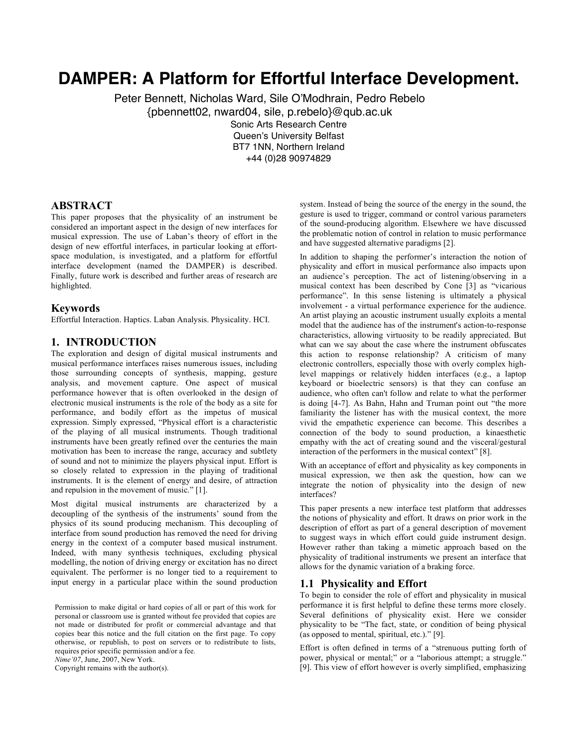# DAMPER: A Platform for Effortful Interface Development.

Peter Bennett, Nicholas Ward, Sile O'Modhrain, Pedro Rebelo
{pbennett02, nward04, sile, p.rebelo}@qub.ac.uk
Sonic Arts Research Centre
Queen's University Belfast
BT7 1NN, Northern Ireland
+44 (0)28 90974829

## ABSTRACT

This paper proposes that the physicality of an instrument be considered an important aspect in the design of new interfaces for musical expression. The use of Laban's theory of effort in the design of new effortful interfaces, in particular looking at effort-space modulation, is investigated, and a platform for effortful interface development (named the DAMPER) is described. Finally, future work is described and further areas of research are highlighted.

## Keywords

Effortful Interaction. Haptics. Laban Analysis. Physicality. HCI.

## 1. INTRODUCTION

The exploration and design of digital musical instruments and musical performance interfaces raises numerous issues, including those surrounding concepts of synthesis, mapping, gesture analysis, and movement capture. One aspect of musical performance however that is often overlooked in the design of electronic musical instruments is the role of the body as a site for performance, and bodily effort as the impetus of musical expression. Simply expressed, "Physical effort is a characteristic of the playing of all musical instruments. Though traditional instruments have been greatly refined over the centuries the main motivation has been to increase the range, accuracy and subtlety of sound and not to minimize the players physical input. Effort is so closely related to expression in the playing of traditional instruments. It is the element of energy and desire, of attraction and repulsion in the movement of music." [1].

Most digital musical instruments are characterized by a decoupling of the synthesis of the instruments' sound from the physics of its sound producing mechanism. This decoupling of interface from sound production has removed the need for driving energy in the context of a computer based musical instrument. Indeed, with many synthesis techniques, excluding physical modelling, the notion of driving energy or excitation has no direct equivalent. The performer is no longer tied to a requirement to input energy in a particular place within the sound production system. Instead of being the source of the energy in the sound, the gesture is used to trigger, command or control various parameters of the sound-producing algorithm. Elsewhere we have discussed the problematic notion of control in relation to music performance and have suggested alternative paradigms [2].

In addition to shaping the performer's interaction the notion of physicality and effort in musical performance also impacts upon an audience's perception. The act of listening/observing in a musical context has been described by Cone [3] as "vicarious performance". In this sense listening is ultimately a physical involvement - a virtual performance experience for the audience. An artist playing an acoustic instrument usually exploits a mental model that the audience has of the instrument's action-to-response characteristics, allowing virtuosity to be readily appreciated. But what can we say about the case where the instrument obfuscates this action to response relationship? A criticism of many electronic controllers, especially those with overly complex high-level mappings or relatively hidden interfaces (e.g., a laptop keyboard or bioelectric sensors) is that they can confuse an audience, who often can't follow and relate to what the performer is doing [4-7]. As Bahn, Hahn and Truman point out "the more familiarity the listener has with the musical context, the more vivid the empathetic experience can become. This describes a connection of the body to sound production, a kinaesthetic empathy with the act of creating sound and the visceral/gestural interaction of the performers in the musical context" [8].

With an acceptance of effort and physicality as key components in musical expression, we then ask the question, how can we integrate the notion of physicality into the design of new interfaces?

This paper presents a new interface test platform that addresses the notions of physicality and effort. It draws on prior work in the description of effort as part of a general description of movement to suggest ways in which effort could guide instrument design. However rather than taking a mimetic approach based on the physicality of traditional instruments we present an interface that allows for the dynamic variation of a braking force.

### 1.1 Physicality and Effort

To begin to consider the role of effort and physicality in musical performance it is first helpful to define these terms more closely. Several definitions of physicality exist. Here we consider physicality to be "The fact, state, or condition of being physical (as opposed to mental, spiritual, etc.)." [9].

Effort is often defined in terms of a "strenuous putting forth of power, physical or mental;" or a "laborious attempt; a struggle." [9]. This view of effort however is overly simplified, emphasizing

Permission to make digital or hard copies of all or part of this work for personal or classroom use is granted without fee provided that copies are not made or distributed for profit or commercial advantage and that copies bear this notice and the full citation on the first page. To copy otherwise, or republish, to post on servers or to redistribute to lists, requires prior specific permission and/or a fee.
*Nime'07*, June, 2007, New York.
Copyright remains with the author(s).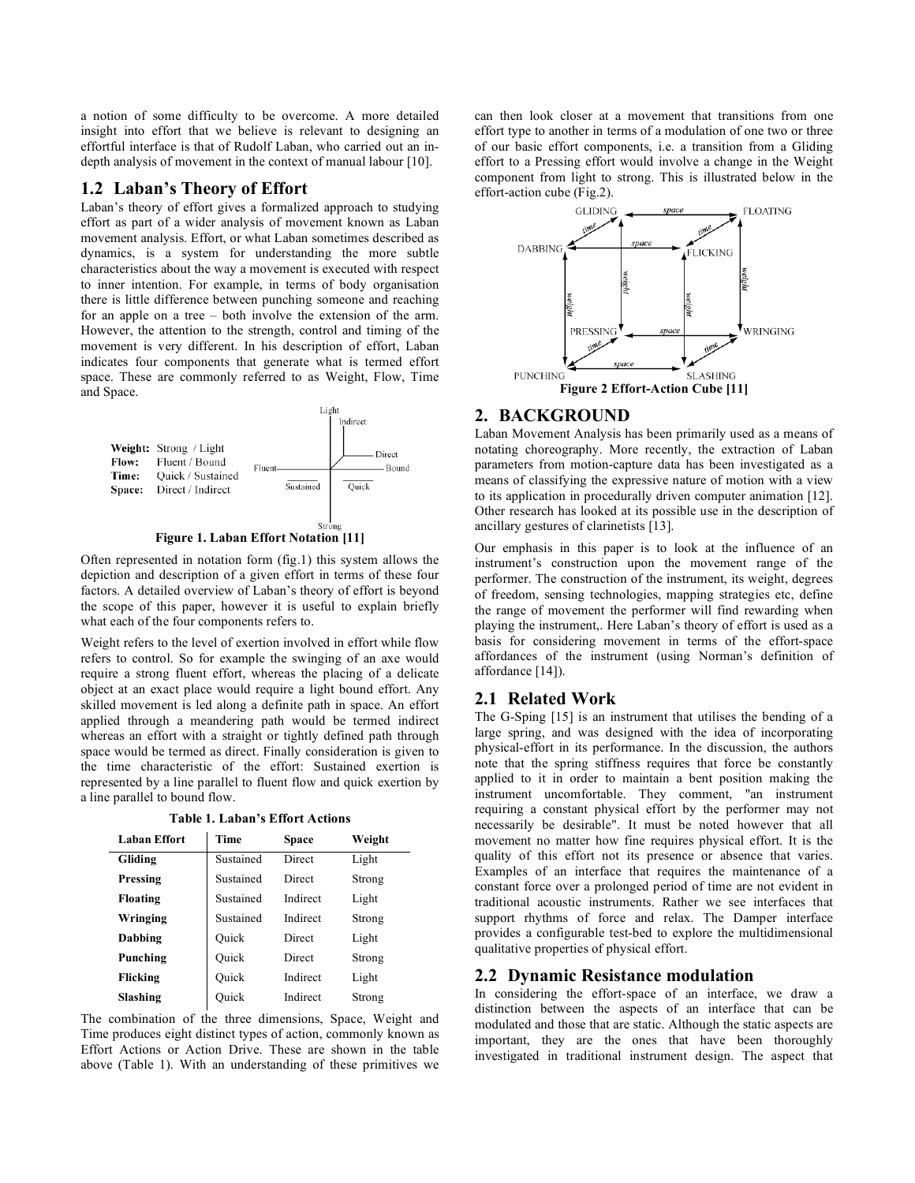a notion of some difficulty to be overcome. A more detailed insight into effort that we believe is relevant to designing an effortful interface is that of Rudolf Laban, who carried out an in-depth analysis of movement in the context of manual labour [10].

## 1.2 Laban's Theory of Effort

Laban's theory of effort gives a formalized approach to studying effort as part of a wider analysis of movement known as Laban movement analysis. Effort, or what Laban sometimes described as dynamics, is a system for understanding the more subtle characteristics about the way a movement is executed with respect to inner intention. For example, in terms of body organisation there is little difference between punching someone and reaching for an apple on a tree – both involve the extension of the arm. However, the attention to the strength, control and timing of the movement is very different. In his description of effort, Laban indicates four components that generate what is termed effort space. These are commonly referred to as Weight, Flow, Time and Space.

**Weight:** Strong / Light
**Flow:** Fluent / Bound
**Time:** Quick / Sustained
**Space:** Direct / Indirect

Light
Indirect
Direct
Fluent
Bound
Sustained
Quick
Strong

**Figure 1. Laban Effort Notation [11]**

Often represented in notation form (fig.1) this system allows the depiction and description of a given effort in terms of these four factors. A detailed overview of Laban's theory of effort is beyond the scope of this paper, however it is useful to explain briefly what each of the four components refers to.

Weight refers to the level of exertion involved in effort while flow refers to control. So for example the swinging of an axe would require a strong fluent effort, whereas the placing of a delicate object at an exact place would require a light bound effort. Any skilled movement is led along a definite path in space. An effort applied through a meandering path would be termed indirect whereas an effort with a straight or tightly defined path through space would be termed as direct. Finally consideration is given to the time characteristic of the effort: Sustained exertion is represented by a line parallel to fluent flow and quick exertion by a line parallel to bound flow.

**Table 1. Laban's Effort Actions**

| Laban Effort | Time | Space | Weight |
|---|---|---|---|
| **Gliding** | Sustained | Direct | Light |
| **Pressing** | Sustained | Direct | Strong |
| **Floating** | Sustained | Indirect | Light |
| **Wringing** | Sustained | Indirect | Strong |
| **Dabbing** | Quick | Direct | Light |
| **Punching** | Quick | Direct | Strong |
| **Flicking** | Quick | Indirect | Light |
| **Slashing** | Quick | Indirect | Strong |

The combination of the three dimensions, Space, Weight and Time produces eight distinct types of action, commonly known as Effort Actions or Action Drive. These are shown in the table above (Table 1). With an understanding of these primitives we can then look closer at a movement that transitions from one effort type to another in terms of a modulation of one two or three of our basic effort components, i.e. a transition from a Gliding effort to a Pressing effort would involve a change in the Weight component from light to strong. This is illustrated below in the effort-action cube (Fig.2).

GLIDING
FLOATING
DABBING
FLICKING
PRESSING
WRINGING
PUNCHING
SLASHING
space
time
weight

**Figure 2 Effort-Action Cube [11]**

# 2. BACKGROUND

Laban Movement Analysis has been primarily used as a means of notating choreography. More recently, the extraction of Laban parameters from motion-capture data has been investigated as a means of classifying the expressive nature of motion with a view to its application in procedurally driven computer animation [12]. Other research has looked at its possible use in the description of ancillary gestures of clarinetists [13].

Our emphasis in this paper is to look at the influence of an instrument's construction upon the movement range of the performer. The construction of the instrument, its weight, degrees of freedom, sensing technologies, mapping strategies etc, define the range of movement the performer will find rewarding when playing the instrument,. Here Laban's theory of effort is used as a basis for considering movement in terms of the effort-space affordances of the instrument (using Norman's definition of affordance [14]).

## 2.1 Related Work

The G-Sping [15] is an instrument that utilises the bending of a large spring, and was designed with the idea of incorporating physical-effort in its performance. In the discussion, the authors note that the spring stiffness requires that force be constantly applied to it in order to maintain a bent position making the instrument uncomfortable. They comment, "an instrument requiring a constant physical effort by the performer may not necessarily be desirable". It must be noted however that all movement no matter how fine requires physical effort. It is the quality of this effort not its presence or absence that varies. Examples of an interface that requires the maintenance of a constant force over a prolonged period of time are not evident in traditional acoustic instruments. Rather we see interfaces that support rhythms of force and relax. The Damper interface provides a configurable test-bed to explore the multidimensional qualitative properties of physical effort.

## 2.2 Dynamic Resistance modulation

In considering the effort-space of an interface, we draw a distinction between the aspects of an interface that can be modulated and those that are static. Although the static aspects are important, they are the ones that have been thoroughly investigated in traditional instrument design. The aspect that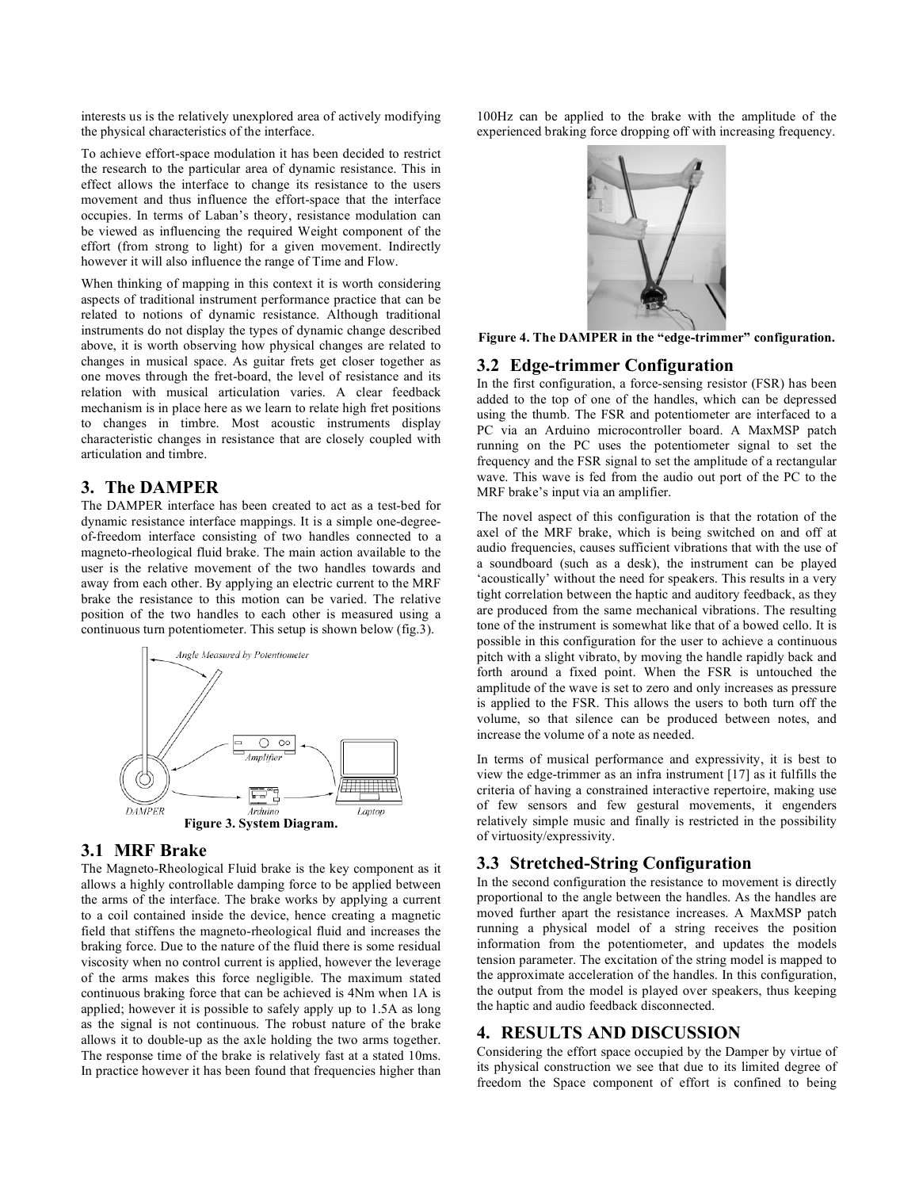interests us is the relatively unexplored area of actively modifying the physical characteristics of the interface.

To achieve effort-space modulation it has been decided to restrict the research to the particular area of dynamic resistance. This in effect allows the interface to change its resistance to the users movement and thus influence the effort-space that the interface occupies. In terms of Laban's theory, resistance modulation can be viewed as influencing the required Weight component of the effort (from strong to light) for a given movement. Indirectly however it will also influence the range of Time and Flow.

When thinking of mapping in this context it is worth considering aspects of traditional instrument performance practice that can be related to notions of dynamic resistance. Although traditional instruments do not display the types of dynamic change described above, it is worth observing how physical changes are related to changes in musical space. As guitar frets get closer together as one moves through the fret-board, the level of resistance and its relation with musical articulation varies. A clear feedback mechanism is in place here as we learn to relate high fret positions to changes in timbre. Most acoustic instruments display characteristic changes in resistance that are closely coupled with articulation and timbre.

## 3. The DAMPER

The DAMPER interface has been created to act as a test-bed for dynamic resistance interface mappings. It is a simple one-degree-of-freedom interface consisting of two handles connected to a magneto-rheological fluid brake. The main action available to the user is the relative movement of the two handles towards and away from each other. By applying an electric current to the MRF brake the resistance to this motion can be varied. The relative position of the two handles to each other is measured using a continuous turn potentiometer. This setup is shown below (fig.3).

Angle Measured by Potentiometer

Amplifier

DAMPER

Arduino

Laptop

**Figure 3. System Diagram.**

### 3.1 MRF Brake

The Magneto-Rheological Fluid brake is the key component as it allows a highly controllable damping force to be applied between the arms of the interface. The brake works by applying a current to a coil contained inside the device, hence creating a magnetic field that stiffens the magneto-rheological fluid and increases the braking force. Due to the nature of the fluid there is some residual viscosity when no control current is applied, however the leverage of the arms makes this force negligible. The maximum stated continuous braking force that can be achieved is 4Nm when 1A is applied; however it is possible to safely apply up to 1.5A as long as the signal is not continuous. The robust nature of the brake allows it to double-up as the axle holding the two arms together. The response time of the brake is relatively fast at a stated 10ms. In practice however it has been found that frequencies higher than 100Hz can be applied to the brake with the amplitude of the experienced braking force dropping off with increasing frequency.

**Figure 4. The DAMPER in the "edge-trimmer" configuration.**

### 3.2 Edge-trimmer Configuration

In the first configuration, a force-sensing resistor (FSR) has been added to the top of one of the handles, which can be depressed using the thumb. The FSR and potentiometer are interfaced to a PC via an Arduino microcontroller board. A MaxMSP patch running on the PC uses the potentiometer signal to set the frequency and the FSR signal to set the amplitude of a rectangular wave. This wave is fed from the audio out port of the PC to the MRF brake's input via an amplifier.

The novel aspect of this configuration is that the rotation of the axel of the MRF brake, which is being switched on and off at audio frequencies, causes sufficient vibrations that with the use of a soundboard (such as a desk), the instrument can be played 'acoustically' without the need for speakers. This results in a very tight correlation between the haptic and auditory feedback, as they are produced from the same mechanical vibrations. The resulting tone of the instrument is somewhat like that of a bowed cello. It is possible in this configuration for the user to achieve a continuous pitch with a slight vibrato, by moving the handle rapidly back and forth around a fixed point. When the FSR is untouched the amplitude of the wave is set to zero and only increases as pressure is applied to the FSR. This allows the users to both turn off the volume, so that silence can be produced between notes, and increase the volume of a note as needed.

In terms of musical performance and expressivity, it is best to view the edge-trimmer as an infra instrument [17] as it fulfills the criteria of having a constrained interactive repertoire, making use of few sensors and few gestural movements, it engenders relatively simple music and finally is restricted in the possibility of virtuosity/expressivity.

### 3.3 Stretched-String Configuration

In the second configuration the resistance to movement is directly proportional to the angle between the handles. As the handles are moved further apart the resistance increases. A MaxMSP patch running a physical model of a string receives the position information from the potentiometer, and updates the models tension parameter. The excitation of the string model is mapped to the approximate acceleration of the handles. In this configuration, the output from the model is played over speakers, thus keeping the haptic and audio feedback disconnected.

## 4. RESULTS AND DISCUSSION

Considering the effort space occupied by the Damper by virtue of its physical construction we see that due to its limited degree of freedom the Space component of effort is confined to being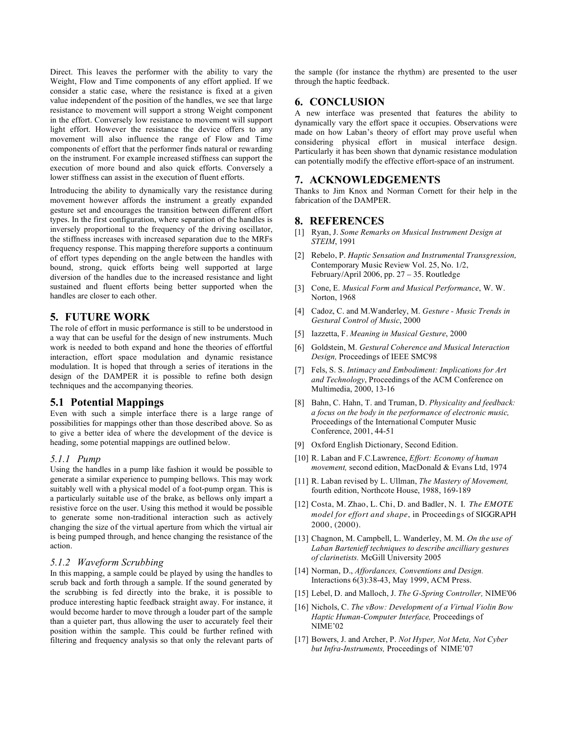Direct. This leaves the performer with the ability to vary the Weight, Flow and Time components of any effort applied. If we consider a static case, where the resistance is fixed at a given value independent of the position of the handles, we see that large resistance to movement will support a strong Weight component in the effort. Conversely low resistance to movement will support light effort. However the resistance the device offers to any movement will also influence the range of Flow and Time components of effort that the performer finds natural or rewarding on the instrument. For example increased stiffness can support the execution of more bound and also quick efforts. Conversely a lower stiffness can assist in the execution of fluent efforts.

Introducing the ability to dynamically vary the resistance during movement however affords the instrument a greatly expanded gesture set and encourages the transition between different effort types. In the first configuration, where separation of the handles is inversely proportional to the frequency of the driving oscillator, the stiffness increases with increased separation due to the MRFs frequency response. This mapping therefore supports a continuum of effort types depending on the angle between the handles with bound, strong, quick efforts being well supported at large diversion of the handles due to the increased resistance and light sustained and fluent efforts being better supported when the handles are closer to each other.

## 5. FUTURE WORK

The role of effort in music performance is still to be understood in a way that can be useful for the design of new instruments. Much work is needed to both expand and hone the theories of effortful interaction, effort space modulation and dynamic resistance modulation. It is hoped that through a series of iterations in the design of the DAMPER it is possible to refine both design techniques and the accompanying theories.

### 5.1 Potential Mappings

Even with such a simple interface there is a large range of possibilities for mappings other than those described above. So as to give a better idea of where the development of the device is heading, some potential mappings are outlined below.

#### *5.1.1 Pump*

Using the handles in a pump like fashion it would be possible to generate a similar experience to pumping bellows. This may work suitably well with a physical model of a foot-pump organ. This is a particularly suitable use of the brake, as bellows only impart a resistive force on the user. Using this method it would be possible to generate some non-traditional interaction such as actively changing the size of the virtual aperture from which the virtual air is being pumped through, and hence changing the resistance of the action.

#### *5.1.2 Waveform Scrubbing*

In this mapping, a sample could be played by using the handles to scrub back and forth through a sample. If the sound generated by the scrubbing is fed directly into the brake, it is possible to produce interesting haptic feedback straight away. For instance, it would become harder to move through a louder part of the sample than a quieter part, thus allowing the user to accurately feel their position within the sample. This could be further refined with filtering and frequency analysis so that only the relevant parts of the sample (for instance the rhythm) are presented to the user through the haptic feedback.

## 6. CONCLUSION

A new interface was presented that features the ability to dynamically vary the effort space it occupies. Observations were made on how Laban's theory of effort may prove useful when considering physical effort in musical interface design. Particularly it has been shown that dynamic resistance modulation can potentially modify the effective effort-space of an instrument.

## 7. ACKNOWLEDGEMENTS

Thanks to Jim Knox and Norman Cornett for their help in the fabrication of the DAMPER.

## 8. REFERENCES

[1] Ryan, J. *Some Remarks on Musical Instrument Design at STEIM*, 1991

[2] Rebelo, P. *Haptic Sensation and Instrumental Transgression,* Contemporary Music Review Vol. 25, No. 1/2, February/April 2006, pp. 27 – 35. Routledge

[3] Cone, E. *Musical Form and Musical Performance*, W. W. Norton, 1968

[4] Cadoz, C. and M.Wanderley, M. *Gesture - Music Trends in Gestural Control of Music*, 2000

[5] Iazzetta, F. *Meaning in Musical Gesture*, 2000

[6] Goldstein, M. *Gestural Coherence and Musical Interaction Design,* Proceedings of IEEE SMC98

[7] Fels, S. S. *Intimacy and Embodiment: Implications for Art and Technology*, Proceedings of the ACM Conference on Multimedia, 2000, 13-16

[8] Bahn, C. Hahn, T. and Truman, D. *Physicality and feedback: a focus on the body in the performance of electronic music,* Proceedings of the International Computer Music Conference, 2001, 44-51

[9] Oxford English Dictionary, Second Edition.

[10] R. Laban and F.C.Lawrence, *Effort: Economy of human movement,* second edition, MacDonald & Evans Ltd, 1974

[11] R. Laban revised by L. Ullman, *The Mastery of Movement,* fourth edition, Northcote House, 1988, 169-189

[12] Costa, M. Zhao, L. Chi, D. and Badler, N. I. *The EMOTE model for effort and shape*, in Proceedings of SIGGRAPH 2000, (2000).

[13] Chagnon, M. Campbell, L. Wanderley, M. M. *On the use of Laban Bartenieff techniques to describe ancilliary gestures of clarinetists.* McGill University 2005

[14] Norman, D., *Affordances, Conventions and Design.* Interactions 6(3):38-43, May 1999, ACM Press.

[15] Lebel, D. and Malloch, J. *The G-Spring Controller,* NIME'06

[16] Nichols, C. *The vBow: Development of a Virtual Violin Bow Haptic Human-Computer Interface,* Proceedings of NIME'02

[17] Bowers, J. and Archer, P. *Not Hyper, Not Meta, Not Cyber but Infra-Instruments,* Proceedings of NIME'07